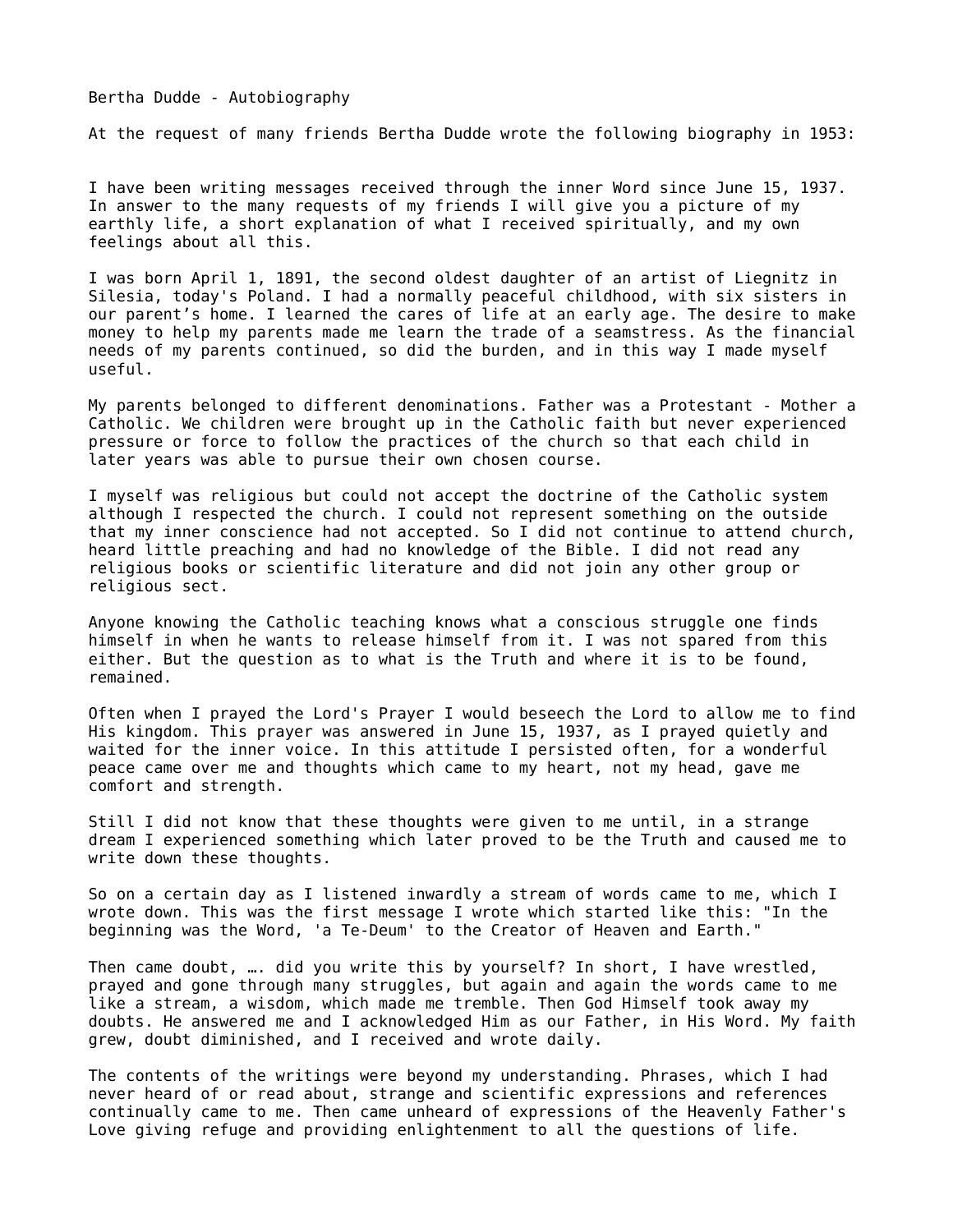# Bertha Dudde - Autobiography

At the request of many friends Bertha Dudde wrote the following biography in 1953:

I have been writing messages received through the inner Word since June 15, 1937. In answer to the many requests of my friends I will give you a picture of my earthly life, a short explanation of what I received spiritually, and my own feelings about all this.

I was born April 1, 1891, the second oldest daughter of an artist of Liegnitz in Silesia, today's Poland. I had a normally peaceful childhood, with six sisters in our parent’s home. I learned the cares of life at an early age. The desire to make money to help my parents made me learn the trade of a seamstress. As the financial needs of my parents continued, so did the burden, and in this way I made myself useful.

My parents belonged to different denominations. Father was a Protestant - Mother a Catholic. We children were brought up in the Catholic faith but never experienced pressure or force to follow the practices of the church so that each child in later years was able to pursue their own chosen course.

I myself was religious but could not accept the doctrine of the Catholic system although I respected the church. I could not represent something on the outside that my inner conscience had not accepted. So I did not continue to attend church, heard little preaching and had no knowledge of the Bible. I did not read any religious books or scientific literature and did not join any other group or religious sect.

Anyone knowing the Catholic teaching knows what a conscious struggle one finds himself in when he wants to release himself from it. I was not spared from this either. But the question as to what is the Truth and where it is to be found, remained.

Often when I prayed the Lord's Prayer I would beseech the Lord to allow me to find His kingdom. This prayer was answered in June 15, 1937, as I prayed quietly and waited for the inner voice. In this attitude I persisted often, for a wonderful peace came over me and thoughts which came to my heart, not my head, gave me comfort and strength.

Still I did not know that these thoughts were given to me until, in a strange dream I experienced something which later proved to be the Truth and caused me to write down these thoughts.

So on a certain day as I listened inwardly a stream of words came to me, which I wrote down. This was the first message I wrote which started like this: "In the beginning was the Word, 'a Te-Deum' to the Creator of Heaven and Earth."

Then came doubt, …. did you write this by yourself? In short, I have wrestled, prayed and gone through many struggles, but again and again the words came to me like a stream, a wisdom, which made me tremble. Then God Himself took away my doubts. He answered me and I acknowledged Him as our Father, in His Word. My faith grew, doubt diminished, and I received and wrote daily.

The contents of the writings were beyond my understanding. Phrases, which I had never heard of or read about, strange and scientific expressions and references continually came to me. Then came unheard of expressions of the Heavenly Father's Love giving refuge and providing enlightenment to all the questions of life.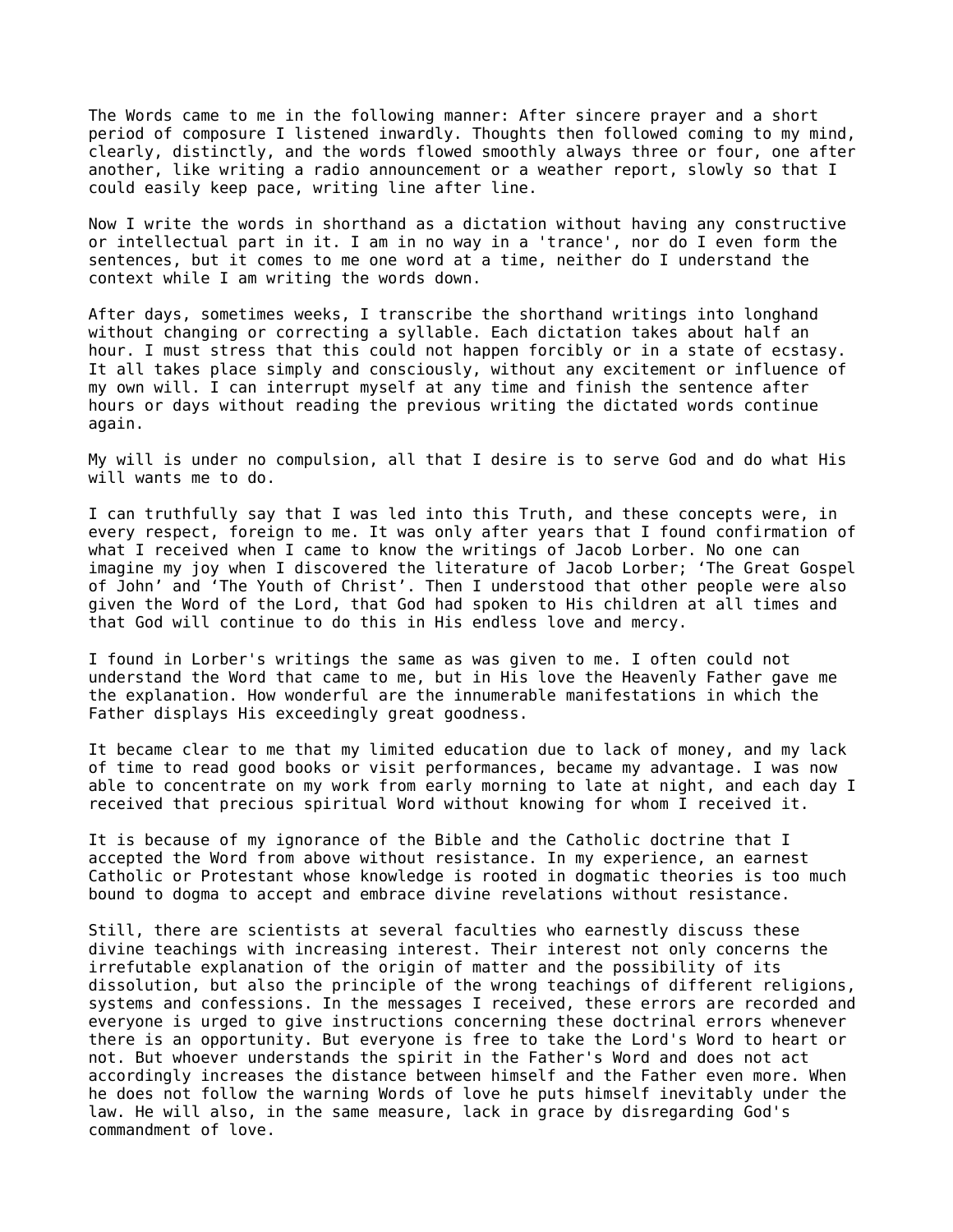The Words came to me in the following manner: After sincere prayer and a short period of composure I listened inwardly. Thoughts then followed coming to my mind, clearly, distinctly, and the words flowed smoothly always three or four, one after another, like writing a radio announcement or a weather report, slowly so that I could easily keep pace, writing line after line.

Now I write the words in shorthand as a dictation without having any constructive or intellectual part in it. I am in no way in a 'trance', nor do I even form the sentences, but it comes to me one word at a time, neither do I understand the context while I am writing the words down.

After days, sometimes weeks, I transcribe the shorthand writings into longhand without changing or correcting a syllable. Each dictation takes about half an hour. I must stress that this could not happen forcibly or in a state of ecstasy. It all takes place simply and consciously, without any excitement or influence of my own will. I can interrupt myself at any time and finish the sentence after hours or days without reading the previous writing the dictated words continue again.

My will is under no compulsion, all that I desire is to serve God and do what His will wants me to do.

I can truthfully say that I was led into this Truth, and these concepts were, in every respect, foreign to me. It was only after years that I found confirmation of what I received when I came to know the writings of Jacob Lorber. No one can imagine my joy when I discovered the literature of Jacob Lorber; 'The Great Gospel of John' and 'The Youth of Christ'. Then I understood that other people were also given the Word of the Lord, that God had spoken to His children at all times and that God will continue to do this in His endless love and mercy.

I found in Lorber's writings the same as was given to me. I often could not understand the Word that came to me, but in His love the Heavenly Father gave me the explanation. How wonderful are the innumerable manifestations in which the Father displays His exceedingly great goodness.

It became clear to me that my limited education due to lack of money, and my lack of time to read good books or visit performances, became my advantage. I was now able to concentrate on my work from early morning to late at night, and each day I received that precious spiritual Word without knowing for whom I received it.

It is because of my ignorance of the Bible and the Catholic doctrine that I accepted the Word from above without resistance. In my experience, an earnest Catholic or Protestant whose knowledge is rooted in dogmatic theories is too much bound to dogma to accept and embrace divine revelations without resistance.

Still, there are scientists at several faculties who earnestly discuss these divine teachings with increasing interest. Their interest not only concerns the irrefutable explanation of the origin of matter and the possibility of its dissolution, but also the principle of the wrong teachings of different religions, systems and confessions. In the messages I received, these errors are recorded and everyone is urged to give instructions concerning these doctrinal errors whenever there is an opportunity. But everyone is free to take the Lord's Word to heart or not. But whoever understands the spirit in the Father's Word and does not act accordingly increases the distance between himself and the Father even more. When he does not follow the warning Words of love he puts himself inevitably under the law. He will also, in the same measure, lack in grace by disregarding God's commandment of love.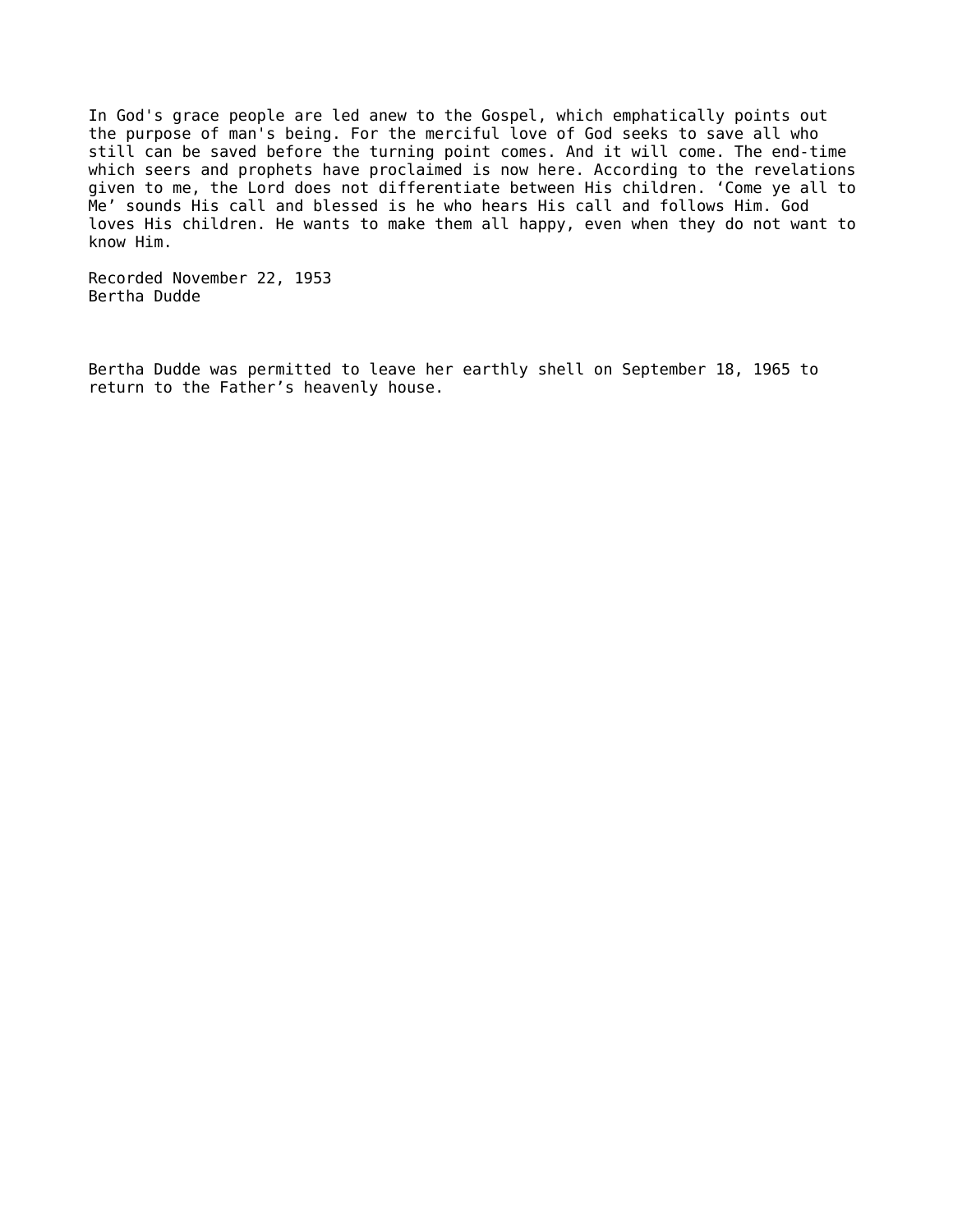In God's grace people are led anew to the Gospel, which emphatically points out the purpose of man's being. For the merciful love of God seeks to save all who still can be saved before the turning point comes. And it will come. The end-time which seers and prophets have proclaimed is now here. According to the revelations given to me, the Lord does not differentiate between His children. ‘Come ye all to Me’ sounds His call and blessed is he who hears His call and follows Him. God loves His children. He wants to make them all happy, even when they do not want to know Him.

Recorded November 22, 1953
Bertha Dudde

Bertha Dudde was permitted to leave her earthly shell on September 18, 1965 to return to the Father’s heavenly house.